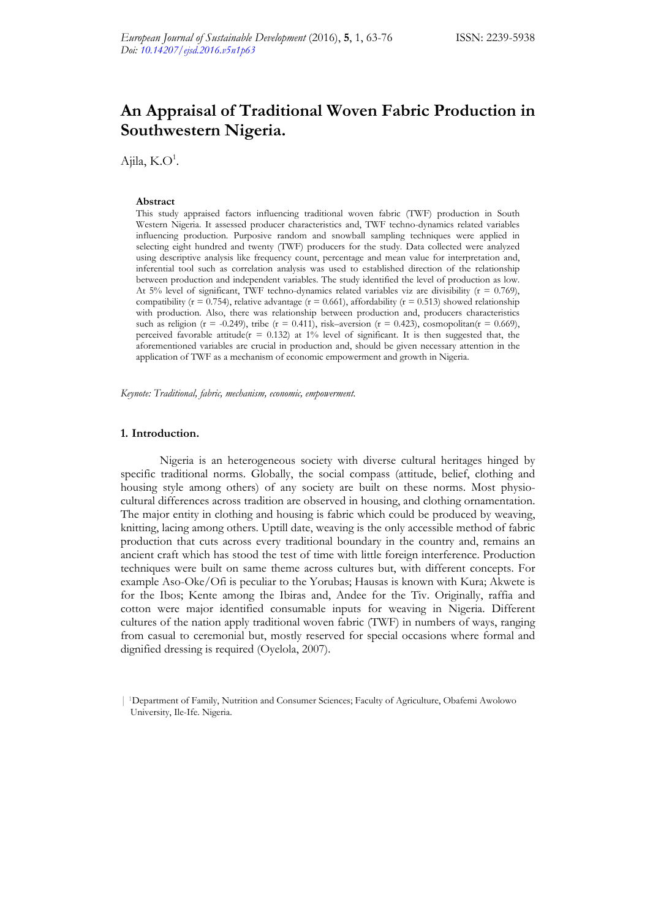# An Appraisal of Traditional Woven Fabric Production in Southwestern Nigeria.

Ajila, K.O[1].

### Abstract

This study appraised factors influencing traditional woven fabric (TWF) production in South Western Nigeria. It assessed producer characteristics and, TWF techno-dynamics related variables influencing production. Purposive random and snowball sampling techniques were applied in selecting eight hundred and twenty (TWF) producers for the study. Data collected were analyzed using descriptive analysis like frequency count, percentage and mean value for interpretation and, inferential tool such as correlation analysis was used to established direction of the relationship between production and independent variables. The study identified the level of production as low. At 5% level of significant, TWF techno-dynamics related variables viz are divisibility ($r = 0.769$), compatibility ($r = 0.754$), relative advantage ($r = 0.661$), affordability ($r = 0.513$) showed relationship with production. Also, there was relationship between production and, producers characteristics such as religion ($r = -0.249$), tribe ($r = 0.411$), risk–aversion ($r = 0.423$), cosmopolitan($r = 0.669$), perceived favorable attitude($r = 0.132$) at 1% level of significant. It is then suggested that, the aforementioned variables are crucial in production and, should be given necessary attention in the application of TWF as a mechanism of economic empowerment and growth in Nigeria.

*Keynote: Traditional, fabric, mechanism, economic, empowerment.*

## 1. Introduction.

Nigeria is an heterogeneous society with diverse cultural heritages hinged by specific traditional norms. Globally, the social compass (attitude, belief, clothing and housing style among others) of any society are built on these norms. Most physio-cultural differences across tradition are observed in housing, and clothing ornamentation. The major entity in clothing and housing is fabric which could be produced by weaving, knitting, lacing among others. Uptill date, weaving is the only accessible method of fabric production that cuts across every traditional boundary in the country and, remains an ancient craft which has stood the test of time with little foreign interference. Production techniques were built on same theme across cultures but, with different concepts. For example Aso-Oke/Ofi is peculiar to the Yorubas; Hausas is known with Kura; Akwete is for the Ibos; Kente among the Ibiras and, Andee for the Tiv. Originally, raffia and cotton were major identified consumable inputs for weaving in Nigeria. Different cultures of the nation apply traditional woven fabric (TWF) in numbers of ways, ranging from casual to ceremonial but, mostly reserved for special occasions where formal and dignified dressing is required (Oyelola, 2007).

[1]Department of Family, Nutrition and Consumer Sciences; Faculty of Agriculture, Obafemi Awolowo University, Ile-Ife. Nigeria.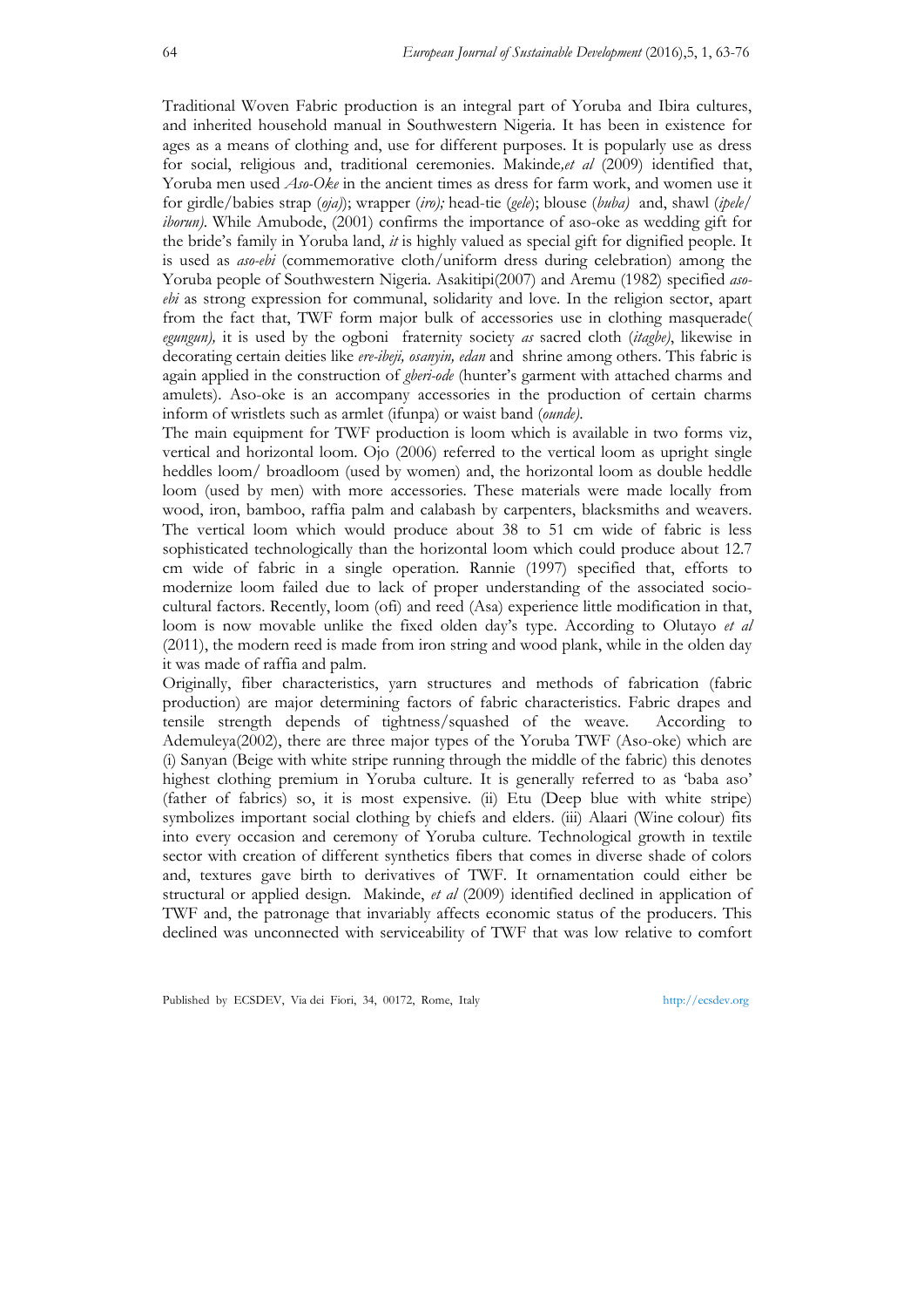Traditional Woven Fabric production is an integral part of Yoruba and Ibira cultures, and inherited household manual in Southwestern Nigeria. It has been in existence for ages as a means of clothing and, use for different purposes. It is popularly use as dress for social, religious and, traditional ceremonies. Makinde,*et al* (2009) identified that, Yoruba men used *Aso-Oke* in the ancient times as dress for farm work, and women use it for girdle/babies strap (*oja)*); wrapper (*iro);* head-tie (*gele*); blouse (*buba)* and, shawl (*ipele/ iborun)*. While Amubode, (2001) confirms the importance of aso-oke as wedding gift for the bride's family in Yoruba land, *it* is highly valued as special gift for dignified people. It is used as *aso-ebi* (commemorative cloth/uniform dress during celebration) among the Yoruba people of Southwestern Nigeria. Asakitipi(2007) and Aremu (1982) specified *aso-ebi* as strong expression for communal, solidarity and love. In the religion sector, apart from the fact that, TWF form major bulk of accessories use in clothing masquerade( *egungun),* it is used by the ogboni fraternity society *as* sacred cloth (*itagbe)*, likewise in decorating certain deities like *ere-ibeji, osanyin, edan* and shrine among others. This fabric is again applied in the construction of *gberi-ode* (hunter's garment with attached charms and amulets). Aso-oke is an accompany accessories in the production of certain charms inform of wristlets such as armlet (ifunpa) or waist band (*ounde)*.

The main equipment for TWF production is loom which is available in two forms viz, vertical and horizontal loom. Ojo (2006) referred to the vertical loom as upright single heddles loom/ broadloom (used by women) and, the horizontal loom as double heddle loom (used by men) with more accessories. These materials were made locally from wood, iron, bamboo, raffia palm and calabash by carpenters, blacksmiths and weavers. The vertical loom which would produce about 38 to 51 cm wide of fabric is less sophisticated technologically than the horizontal loom which could produce about 12.7 cm wide of fabric in a single operation. Rannie (1997) specified that, efforts to modernize loom failed due to lack of proper understanding of the associated socio-cultural factors. Recently, loom (ofi) and reed (Asa) experience little modification in that, loom is now movable unlike the fixed olden day's type. According to Olutayo *et al* (2011), the modern reed is made from iron string and wood plank, while in the olden day it was made of raffia and palm.

Originally, fiber characteristics, yarn structures and methods of fabrication (fabric production) are major determining factors of fabric characteristics. Fabric drapes and tensile strength depends of tightness/squashed of the weave. According to Ademuleya(2002), there are three major types of the Yoruba TWF (Aso-oke) which are (i) Sanyan (Beige with white stripe running through the middle of the fabric) this denotes highest clothing premium in Yoruba culture. It is generally referred to as 'baba aso' (father of fabrics) so, it is most expensive. (ii) Etu (Deep blue with white stripe) symbolizes important social clothing by chiefs and elders. (iii) Alaari (Wine colour) fits into every occasion and ceremony of Yoruba culture. Technological growth in textile sector with creation of different synthetics fibers that comes in diverse shade of colors and, textures gave birth to derivatives of TWF. It ornamentation could either be structural or applied design. Makinde, *et al* (2009) identified declined in application of TWF and, the patronage that invariably affects economic status of the producers. This declined was unconnected with serviceability of TWF that was low relative to comfort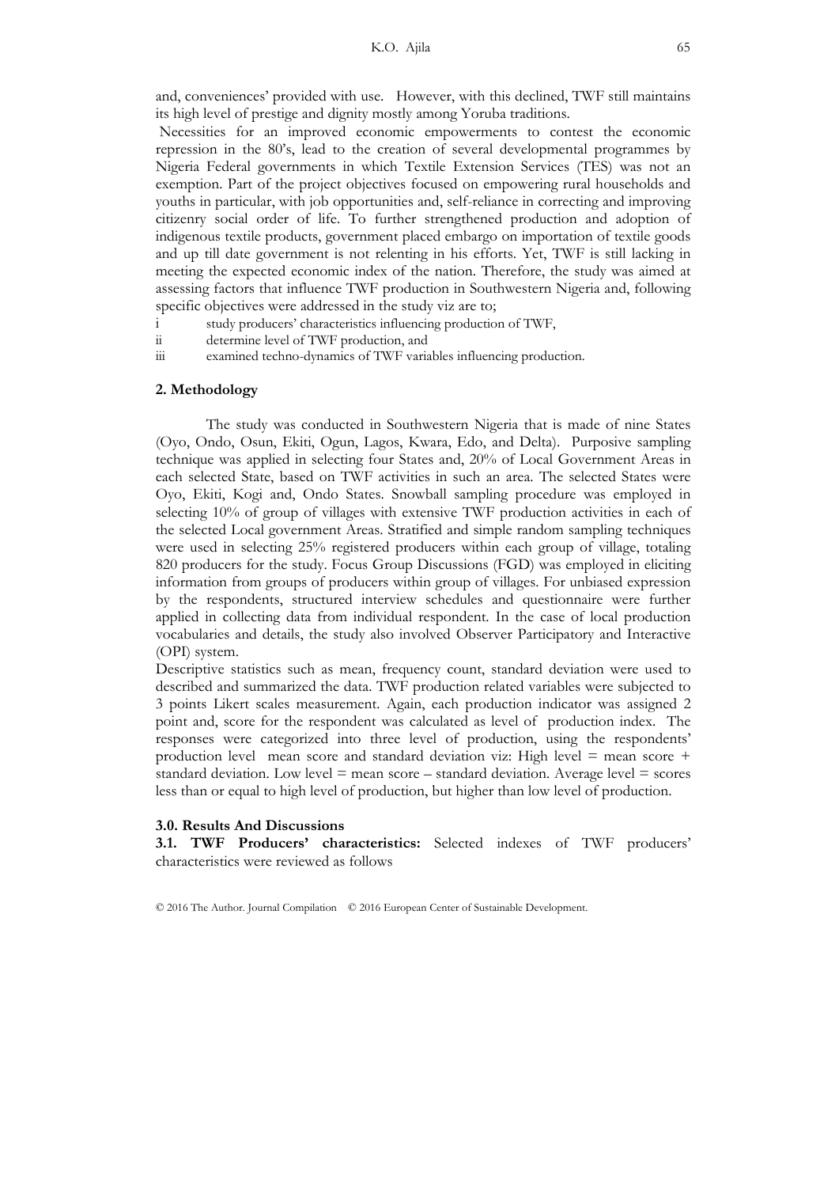and, conveniences' provided with use. However, with this declined, TWF still maintains its high level of prestige and dignity mostly among Yoruba traditions.

Necessities for an improved economic empowerments to contest the economic repression in the 80's, lead to the creation of several developmental programmes by Nigeria Federal governments in which Textile Extension Services (TES) was not an exemption. Part of the project objectives focused on empowering rural households and youths in particular, with job opportunities and, self-reliance in correcting and improving citizenry social order of life. To further strengthened production and adoption of indigenous textile products, government placed embargo on importation of textile goods and up till date government is not relenting in his efforts. Yet, TWF is still lacking in meeting the expected economic index of the nation. Therefore, the study was aimed at assessing factors that influence TWF production in Southwestern Nigeria and, following specific objectives were addressed in the study viz are to;

i study producers' characteristics influencing production of TWF,

ii determine level of TWF production, and

iii examined techno-dynamics of TWF variables influencing production.

## 2. Methodology

The study was conducted in Southwestern Nigeria that is made of nine States (Oyo, Ondo, Osun, Ekiti, Ogun, Lagos, Kwara, Edo, and Delta). Purposive sampling technique was applied in selecting four States and, 20% of Local Government Areas in each selected State, based on TWF activities in such an area. The selected States were Oyo, Ekiti, Kogi and, Ondo States. Snowball sampling procedure was employed in selecting 10% of group of villages with extensive TWF production activities in each of the selected Local government Areas. Stratified and simple random sampling techniques were used in selecting 25% registered producers within each group of village, totaling 820 producers for the study. Focus Group Discussions (FGD) was employed in eliciting information from groups of producers within group of villages. For unbiased expression by the respondents, structured interview schedules and questionnaire were further applied in collecting data from individual respondent. In the case of local production vocabularies and details, the study also involved Observer Participatory and Interactive (OPI) system.

Descriptive statistics such as mean, frequency count, standard deviation were used to described and summarized the data. TWF production related variables were subjected to 3 points Likert scales measurement. Again, each production indicator was assigned 2 point and, score for the respondent was calculated as level of production index. The responses were categorized into three level of production, using the respondents' production level mean score and standard deviation viz: High level = mean score + standard deviation. Low level = mean score – standard deviation. Average level = scores less than or equal to high level of production, but higher than low level of production.

## 3.0. Results And Discussions

**3.1. TWF Producers' characteristics:** Selected indexes of TWF producers' characteristics were reviewed as follows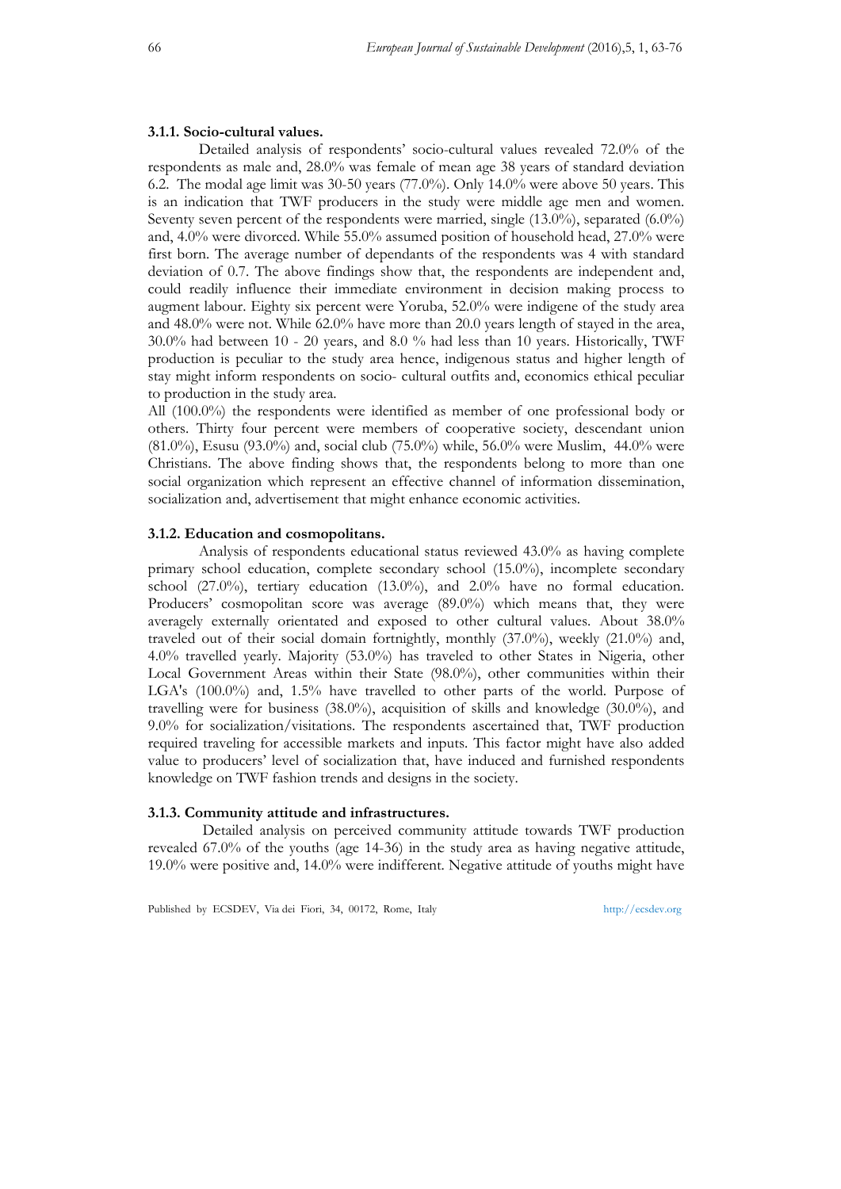### 3.1.1. Socio-cultural values.

Detailed analysis of respondents' socio-cultural values revealed 72.0% of the respondents as male and, 28.0% was female of mean age 38 years of standard deviation 6.2. The modal age limit was 30-50 years (77.0%). Only 14.0% were above 50 years. This is an indication that TWF producers in the study were middle age men and women. Seventy seven percent of the respondents were married, single (13.0%), separated (6.0%) and, 4.0% were divorced. While 55.0% assumed position of household head, 27.0% were first born. The average number of dependants of the respondents was 4 with standard deviation of 0.7. The above findings show that, the respondents are independent and, could readily influence their immediate environment in decision making process to augment labour. Eighty six percent were Yoruba, 52.0% were indigene of the study area and 48.0% were not. While 62.0% have more than 20.0 years length of stayed in the area, 30.0% had between 10 - 20 years, and 8.0 % had less than 10 years. Historically, TWF production is peculiar to the study area hence, indigenous status and higher length of stay might inform respondents on socio- cultural outfits and, economics ethical peculiar to production in the study area.

All (100.0%) the respondents were identified as member of one professional body or others. Thirty four percent were members of cooperative society, descendant union (81.0%), Esusu (93.0%) and, social club (75.0%) while, 56.0% were Muslim, 44.0% were Christians. The above finding shows that, the respondents belong to more than one social organization which represent an effective channel of information dissemination, socialization and, advertisement that might enhance economic activities.

### 3.1.2. Education and cosmopolitans.

Analysis of respondents educational status reviewed 43.0% as having complete primary school education, complete secondary school (15.0%), incomplete secondary school (27.0%), tertiary education (13.0%), and 2.0% have no formal education. Producers' cosmopolitan score was average (89.0%) which means that, they were averagely externally orientated and exposed to other cultural values. About 38.0% traveled out of their social domain fortnightly, monthly (37.0%), weekly (21.0%) and, 4.0% travelled yearly. Majority (53.0%) has traveled to other States in Nigeria, other Local Government Areas within their State (98.0%), other communities within their LGA's (100.0%) and, 1.5% have travelled to other parts of the world. Purpose of travelling were for business (38.0%), acquisition of skills and knowledge (30.0%), and 9.0% for socialization/visitations. The respondents ascertained that, TWF production required traveling for accessible markets and inputs. This factor might have also added value to producers' level of socialization that, have induced and furnished respondents knowledge on TWF fashion trends and designs in the society.

### 3.1.3. Community attitude and infrastructures.

Detailed analysis on perceived community attitude towards TWF production revealed 67.0% of the youths (age 14-36) in the study area as having negative attitude, 19.0% were positive and, 14.0% were indifferent. Negative attitude of youths might have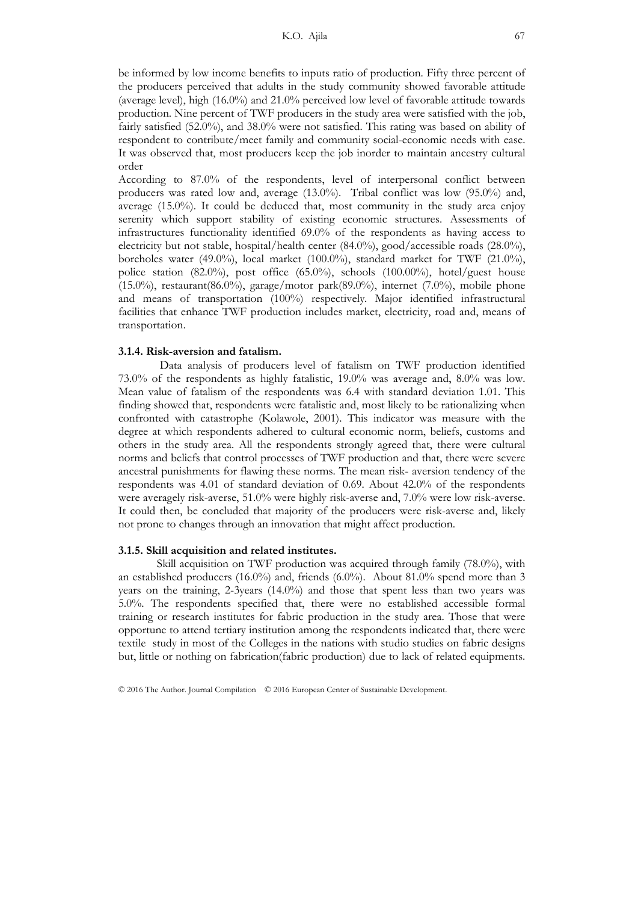be informed by low income benefits to inputs ratio of production. Fifty three percent of the producers perceived that adults in the study community showed favorable attitude (average level), high (16.0%) and 21.0% perceived low level of favorable attitude towards production. Nine percent of TWF producers in the study area were satisfied with the job, fairly satisfied (52.0%), and 38.0% were not satisfied. This rating was based on ability of respondent to contribute/meet family and community social-economic needs with ease. It was observed that, most producers keep the job inorder to maintain ancestry cultural order

According to 87.0% of the respondents, level of interpersonal conflict between producers was rated low and, average (13.0%). Tribal conflict was low (95.0%) and, average (15.0%). It could be deduced that, most community in the study area enjoy serenity which support stability of existing economic structures. Assessments of infrastructures functionality identified 69.0% of the respondents as having access to electricity but not stable, hospital/health center (84.0%), good/accessible roads (28.0%), boreholes water (49.0%), local market (100.0%), standard market for TWF (21.0%), police station (82.0%), post office (65.0%), schools (100.00%), hotel/guest house (15.0%), restaurant(86.0%), garage/motor park(89.0%), internet (7.0%), mobile phone and means of transportation (100%) respectively. Major identified infrastructural facilities that enhance TWF production includes market, electricity, road and, means of transportation.

### 3.1.4. Risk-aversion and fatalism.

Data analysis of producers level of fatalism on TWF production identified 73.0% of the respondents as highly fatalistic, 19.0% was average and, 8.0% was low. Mean value of fatalism of the respondents was 6.4 with standard deviation 1.01. This finding showed that, respondents were fatalistic and, most likely to be rationalizing when confronted with catastrophe (Kolawole, 2001). This indicator was measure with the degree at which respondents adhered to cultural economic norm, beliefs, customs and others in the study area. All the respondents strongly agreed that, there were cultural norms and beliefs that control processes of TWF production and that, there were severe ancestral punishments for flawing these norms. The mean risk- aversion tendency of the respondents was 4.01 of standard deviation of 0.69. About 42.0% of the respondents were averagely risk-averse, 51.0% were highly risk-averse and, 7.0% were low risk-averse. It could then, be concluded that majority of the producers were risk-averse and, likely not prone to changes through an innovation that might affect production.

### 3.1.5. Skill acquisition and related institutes.

Skill acquisition on TWF production was acquired through family (78.0%), with an established producers (16.0%) and, friends (6.0%). About 81.0% spend more than 3 years on the training, 2-3years (14.0%) and those that spent less than two years was 5.0%. The respondents specified that, there were no established accessible formal training or research institutes for fabric production in the study area. Those that were opportune to attend tertiary institution among the respondents indicated that, there were textile study in most of the Colleges in the nations with studio studies on fabric designs but, little or nothing on fabrication(fabric production) due to lack of related equipments.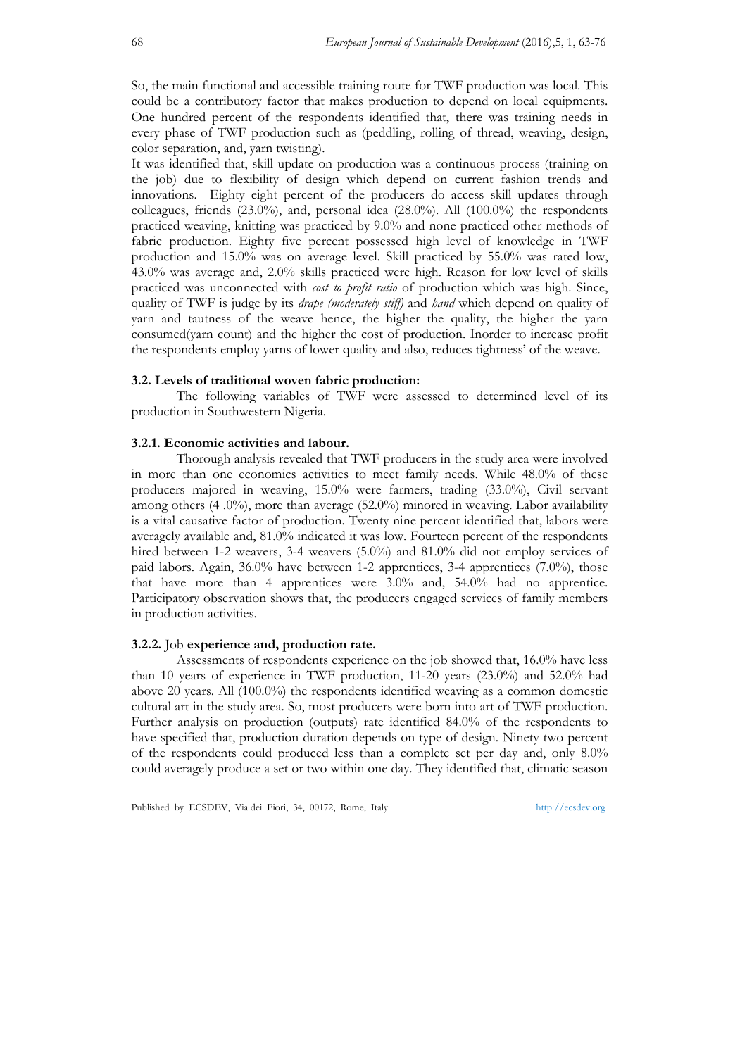So, the main functional and accessible training route for TWF production was local. This could be a contributory factor that makes production to depend on local equipments. One hundred percent of the respondents identified that, there was training needs in every phase of TWF production such as (peddling, rolling of thread, weaving, design, color separation, and, yarn twisting).

It was identified that, skill update on production was a continuous process (training on the job) due to flexibility of design which depend on current fashion trends and innovations. Eighty eight percent of the producers do access skill updates through colleagues, friends (23.0%), and, personal idea (28.0%). All (100.0%) the respondents practiced weaving, knitting was practiced by 9.0% and none practiced other methods of fabric production. Eighty five percent possessed high level of knowledge in TWF production and 15.0% was on average level. Skill practiced by 55.0% was rated low, 43.0% was average and, 2.0% skills practiced were high. Reason for low level of skills practiced was unconnected with *cost to profit ratio* of production which was high. Since, quality of TWF is judge by its *drape (moderately stiff)* and *hand* which depend on quality of yarn and tautness of the weave hence, the higher the quality, the higher the yarn consumed(yarn count) and the higher the cost of production. Inorder to increase profit the respondents employ yarns of lower quality and also, reduces tightness' of the weave.

### 3.2. Levels of traditional woven fabric production:

The following variables of TWF were assessed to determined level of its production in Southwestern Nigeria.

#### 3.2.1. Economic activities and labour.

Thorough analysis revealed that TWF producers in the study area were involved in more than one economics activities to meet family needs. While 48.0% of these producers majored in weaving, 15.0% were farmers, trading (33.0%), Civil servant among others (4 .0%), more than average (52.0%) minored in weaving. Labor availability is a vital causative factor of production. Twenty nine percent identified that, labors were averagely available and, 81.0% indicated it was low. Fourteen percent of the respondents hired between 1-2 weavers, 3-4 weavers (5.0%) and 81.0% did not employ services of paid labors. Again, 36.0% have between 1-2 apprentices, 3-4 apprentices (7.0%), those that have more than 4 apprentices were 3.0% and, 54.0% had no apprentice. Participatory observation shows that, the producers engaged services of family members in production activities.

#### 3.2.2. Job experience and, production rate.

Assessments of respondents experience on the job showed that, 16.0% have less than 10 years of experience in TWF production, 11-20 years (23.0%) and 52.0% had above 20 years. All (100.0%) the respondents identified weaving as a common domestic cultural art in the study area. So, most producers were born into art of TWF production. Further analysis on production (outputs) rate identified 84.0% of the respondents to have specified that, production duration depends on type of design. Ninety two percent of the respondents could produced less than a complete set per day and, only 8.0% could averagely produce a set or two within one day. They identified that, climatic season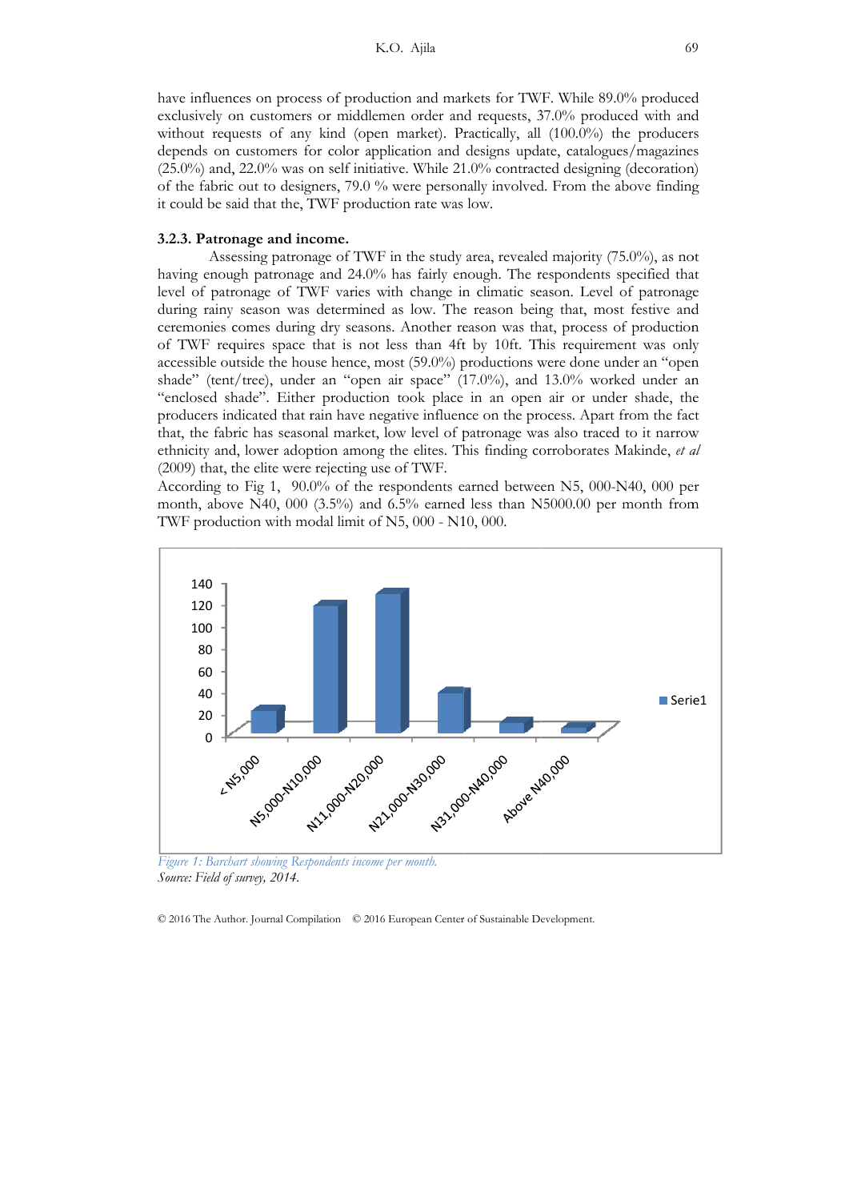have influences on process of production and markets for TWF. While 89.0% produced exclusively on customers or middlemen order and requests, 37.0% produced with and without requests of any kind (open market). Practically, all (100.0%) the producers depends on customers for color application and designs update, catalogues/magazines (25.0%) and, 22.0% was on self initiative. While 21.0% contracted designing (decoration) of the fabric out to designers, 79.0 % were personally involved. From the above finding it could be said that the, TWF production rate was low.

### 3.2.3. Patronage and income.

Assessing patronage of TWF in the study area, revealed majority (75.0%), as not having enough patronage and 24.0% has fairly enough. The respondents specified that level of patronage of TWF varies with change in climatic season. Level of patronage during rainy season was determined as low. The reason being that, most festive and ceremonies comes during dry seasons. Another reason was that, process of production of TWF requires space that is not less than 4ft by 10ft. This requirement was only accessible outside the house hence, most (59.0%) productions were done under an "open shade" (tent/tree), under an "open air space" (17.0%), and 13.0% worked under an "enclosed shade". Either production took place in an open air or under shade, the producers indicated that rain have negative influence on the process. Apart from the fact that, the fabric has seasonal market, low level of patronage was also traced to it narrow ethnicity and, lower adoption among the elites. This finding corroborates Makinde, *et al* (2009) that, the elite were rejecting use of TWF.

According to Fig 1, 90.0% of the respondents earned between N5, 000-N40, 000 per month, above N40, 000 (3.5%) and 6.5% earned less than N5000.00 per month from TWF production with modal limit of N5, 000 - N10, 000.

*Figure 1: Barchart showing Respondents income per month.*

*Source: Field of survey, 2014.*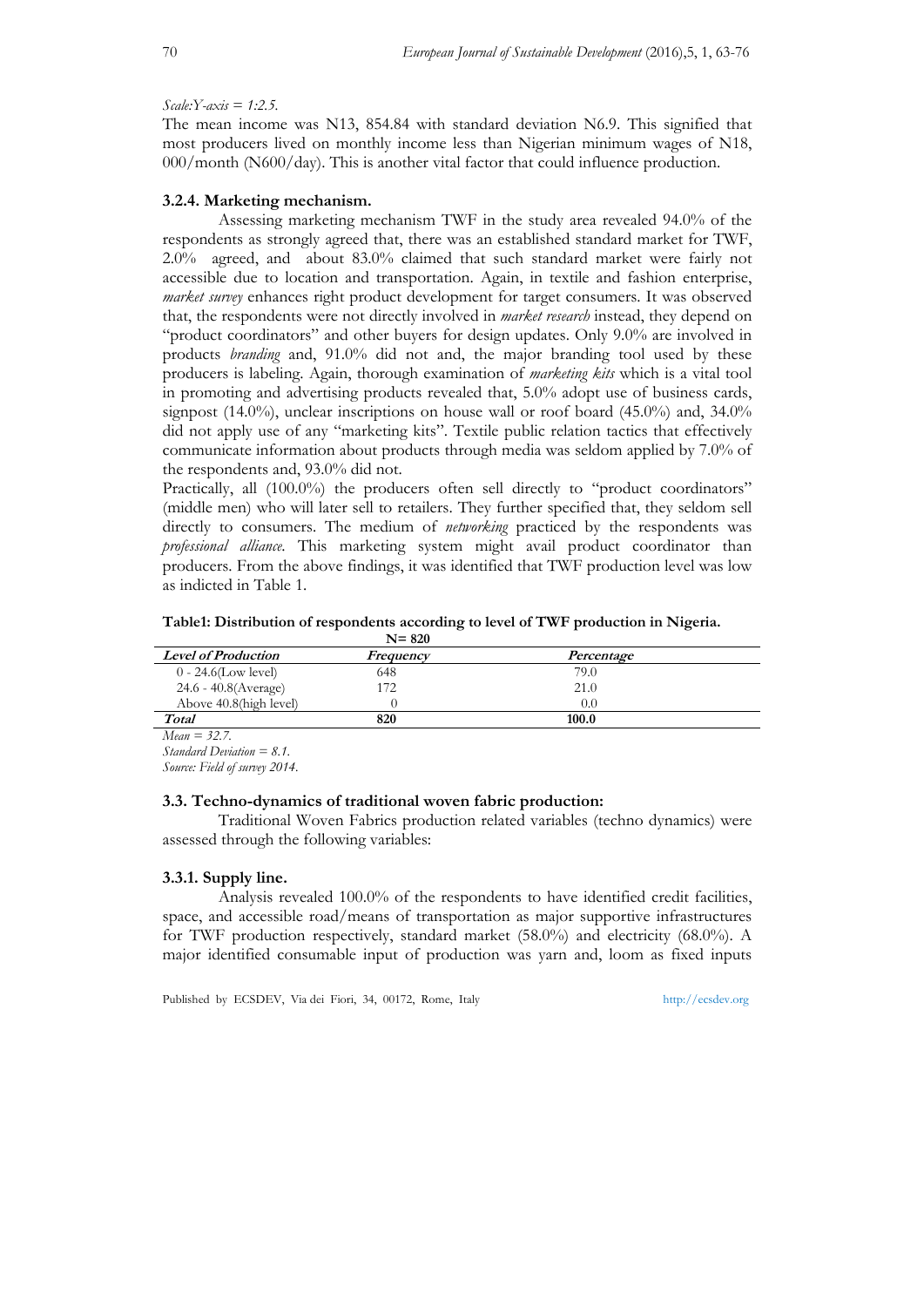*Scale:Y-axis = 1:2.5.*

The mean income was N13, 854.84 with standard deviation N6.9. This signified that most producers lived on monthly income less than Nigerian minimum wages of N18, 000/month (N600/day). This is another vital factor that could influence production.

### 3.2.4. Marketing mechanism.

Assessing marketing mechanism TWF in the study area revealed 94.0% of the respondents as strongly agreed that, there was an established standard market for TWF, 2.0% agreed, and about 83.0% claimed that such standard market were fairly not accessible due to location and transportation. Again, in textile and fashion enterprise, *market survey* enhances right product development for target consumers. It was observed that, the respondents were not directly involved in *market research* instead, they depend on "product coordinators" and other buyers for design updates. Only 9.0% are involved in products *branding* and, 91.0% did not and, the major branding tool used by these producers is labeling. Again, thorough examination of *marketing kits* which is a vital tool in promoting and advertising products revealed that, 5.0% adopt use of business cards, signpost (14.0%), unclear inscriptions on house wall or roof board (45.0%) and, 34.0% did not apply use of any "marketing kits". Textile public relation tactics that effectively communicate information about products through media was seldom applied by 7.0% of the respondents and, 93.0% did not.

Practically, all (100.0%) the producers often sell directly to "product coordinators" (middle men) who will later sell to retailers. They further specified that, they seldom sell directly to consumers. The medium of *networking* practiced by the respondents was *professional alliance*. This marketing system might avail product coordinator than producers. From the above findings, it was identified that TWF production level was low as indicted in Table 1.

**Table1: Distribution of respondents according to level of TWF production in Nigeria.**
**N= 820**

| *Level of Production* | *Frequency* | *Percentage* |
|---|---|---|
| 0 - 24.6(Low level) | 648 | 79.0 |
| 24.6 - 40.8(Average) | 172 | 21.0 |
| Above 40.8(high level) | 0 | 0.0 |
| **Total** | **820** | **100.0** |

*Mean = 32.7.*
*Standard Deviation = 8.1.*
*Source: Field of survey 2014.*

### 3.3. Techno-dynamics of traditional woven fabric production:

Traditional Woven Fabrics production related variables (techno dynamics) were assessed through the following variables:

### 3.3.1. Supply line.

Analysis revealed 100.0% of the respondents to have identified credit facilities, space, and accessible road/means of transportation as major supportive infrastructures for TWF production respectively, standard market (58.0%) and electricity (68.0%). A major identified consumable input of production was yarn and, loom as fixed inputs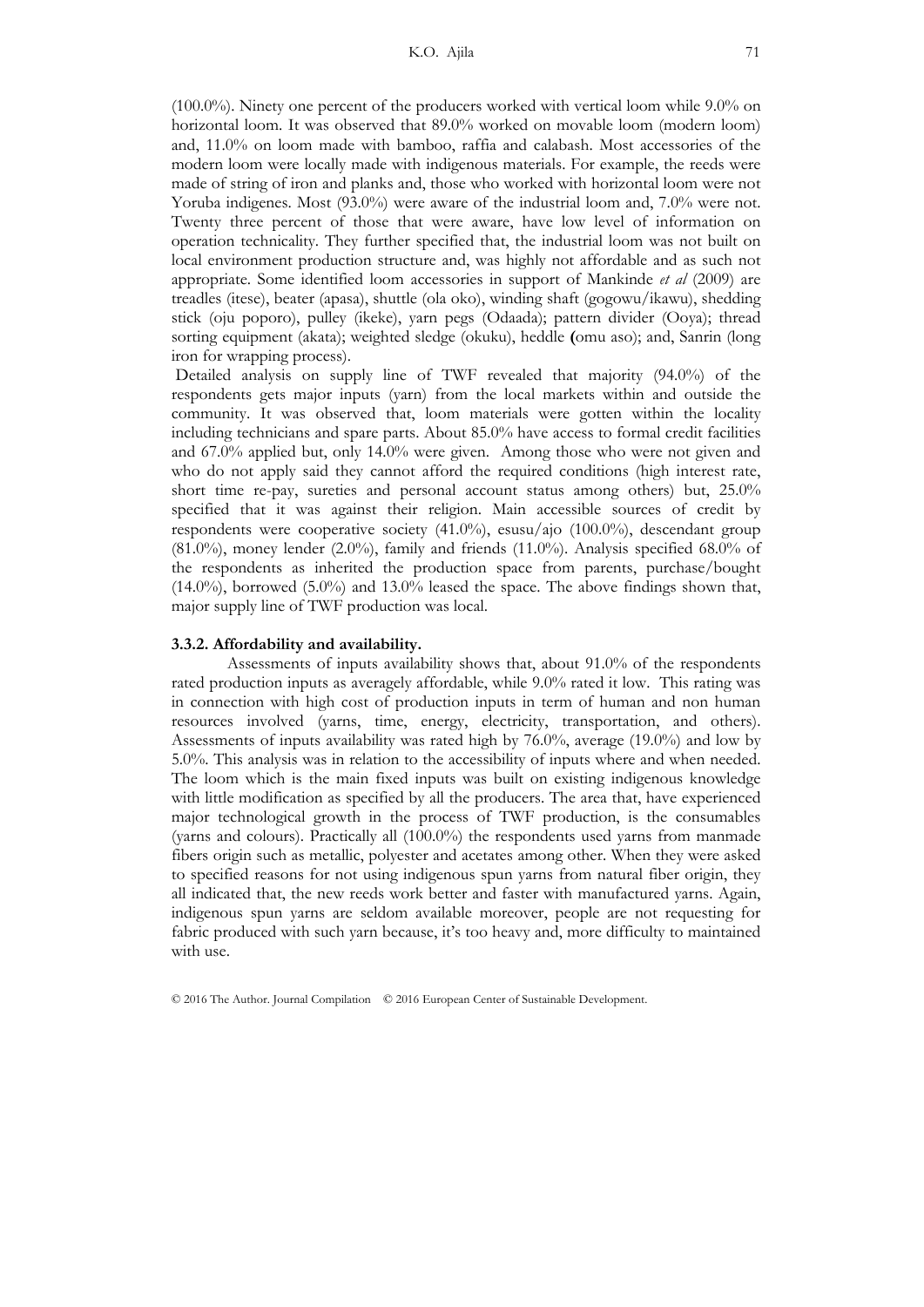(100.0%). Ninety one percent of the producers worked with vertical loom while 9.0% on horizontal loom. It was observed that 89.0% worked on movable loom (modern loom) and, 11.0% on loom made with bamboo, raffia and calabash. Most accessories of the modern loom were locally made with indigenous materials. For example, the reeds were made of string of iron and planks and, those who worked with horizontal loom were not Yoruba indigenes. Most (93.0%) were aware of the industrial loom and, 7.0% were not. Twenty three percent of those that were aware, have low level of information on operation technicality. They further specified that, the industrial loom was not built on local environment production structure and, was highly not affordable and as such not appropriate. Some identified loom accessories in support of Mankinde *et al* (2009) are treadles (itese), beater (apasa), shuttle (ola oko), winding shaft (gogowu/ikawu), shedding stick (oju poporo), pulley (ikeke), yarn pegs (Odaada); pattern divider (Ooya); thread sorting equipment (akata); weighted sledge (okuku), heddle **(**omu aso); and, Sanrin (long iron for wrapping process).

Detailed analysis on supply line of TWF revealed that majority (94.0%) of the respondents gets major inputs (yarn) from the local markets within and outside the community. It was observed that, loom materials were gotten within the locality including technicians and spare parts. About 85.0% have access to formal credit facilities and 67.0% applied but, only 14.0% were given. Among those who were not given and who do not apply said they cannot afford the required conditions (high interest rate, short time re-pay, sureties and personal account status among others) but, 25.0% specified that it was against their religion. Main accessible sources of credit by respondents were cooperative society (41.0%), esusu/ajo (100.0%), descendant group (81.0%), money lender (2.0%), family and friends (11.0%). Analysis specified 68.0% of the respondents as inherited the production space from parents, purchase/bought (14.0%), borrowed (5.0%) and 13.0% leased the space. The above findings shown that, major supply line of TWF production was local.

### 3.3.2. Affordability and availability.

Assessments of inputs availability shows that, about 91.0% of the respondents rated production inputs as averagely affordable, while 9.0% rated it low. This rating was in connection with high cost of production inputs in term of human and non human resources involved (yarns, time, energy, electricity, transportation, and others). Assessments of inputs availability was rated high by 76.0%, average (19.0%) and low by 5.0%. This analysis was in relation to the accessibility of inputs where and when needed. The loom which is the main fixed inputs was built on existing indigenous knowledge with little modification as specified by all the producers. The area that, have experienced major technological growth in the process of TWF production, is the consumables (yarns and colours). Practically all (100.0%) the respondents used yarns from manmade fibers origin such as metallic, polyester and acetates among other. When they were asked to specified reasons for not using indigenous spun yarns from natural fiber origin, they all indicated that, the new reeds work better and faster with manufactured yarns. Again, indigenous spun yarns are seldom available moreover, people are not requesting for fabric produced with such yarn because, it's too heavy and, more difficulty to maintained with use.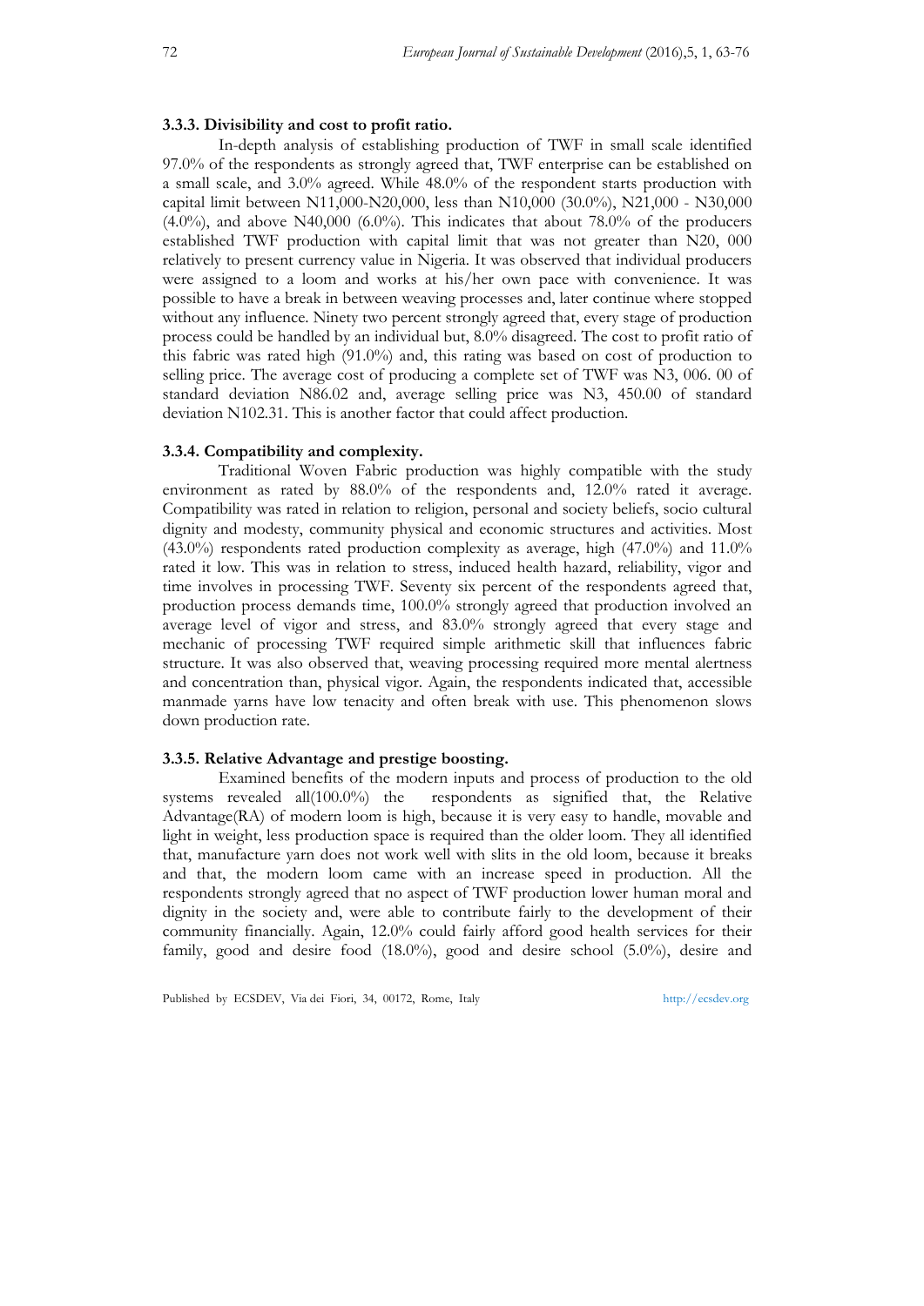#### 3.3.3. Divisibility and cost to profit ratio.

In-depth analysis of establishing production of TWF in small scale identified 97.0% of the respondents as strongly agreed that, TWF enterprise can be established on a small scale, and 3.0% agreed. While 48.0% of the respondent starts production with capital limit between N11,000-N20,000, less than N10,000 (30.0%), N21,000 - N30,000 (4.0%), and above N40,000 (6.0%). This indicates that about 78.0% of the producers established TWF production with capital limit that was not greater than N20, 000 relatively to present currency value in Nigeria. It was observed that individual producers were assigned to a loom and works at his/her own pace with convenience. It was possible to have a break in between weaving processes and, later continue where stopped without any influence. Ninety two percent strongly agreed that, every stage of production process could be handled by an individual but, 8.0% disagreed. The cost to profit ratio of this fabric was rated high (91.0%) and, this rating was based on cost of production to selling price. The average cost of producing a complete set of TWF was N3, 006. 00 of standard deviation N86.02 and, average selling price was N3, 450.00 of standard deviation N102.31. This is another factor that could affect production.

#### 3.3.4. Compatibility and complexity.

Traditional Woven Fabric production was highly compatible with the study environment as rated by 88.0% of the respondents and, 12.0% rated it average. Compatibility was rated in relation to religion, personal and society beliefs, socio cultural dignity and modesty, community physical and economic structures and activities. Most (43.0%) respondents rated production complexity as average, high (47.0%) and 11.0% rated it low. This was in relation to stress, induced health hazard, reliability, vigor and time involves in processing TWF. Seventy six percent of the respondents agreed that, production process demands time, 100.0% strongly agreed that production involved an average level of vigor and stress, and 83.0% strongly agreed that every stage and mechanic of processing TWF required simple arithmetic skill that influences fabric structure. It was also observed that, weaving processing required more mental alertness and concentration than, physical vigor. Again, the respondents indicated that, accessible manmade yarns have low tenacity and often break with use. This phenomenon slows down production rate.

#### 3.3.5. Relative Advantage and prestige boosting.

Examined benefits of the modern inputs and process of production to the old systems revealed all(100.0%) the respondents as signified that, the Relative Advantage(RA) of modern loom is high, because it is very easy to handle, movable and light in weight, less production space is required than the older loom. They all identified that, manufacture yarn does not work well with slits in the old loom, because it breaks and that, the modern loom came with an increase speed in production. All the respondents strongly agreed that no aspect of TWF production lower human moral and dignity in the society and, were able to contribute fairly to the development of their community financially. Again, 12.0% could fairly afford good health services for their family, good and desire food (18.0%), good and desire school (5.0%), desire and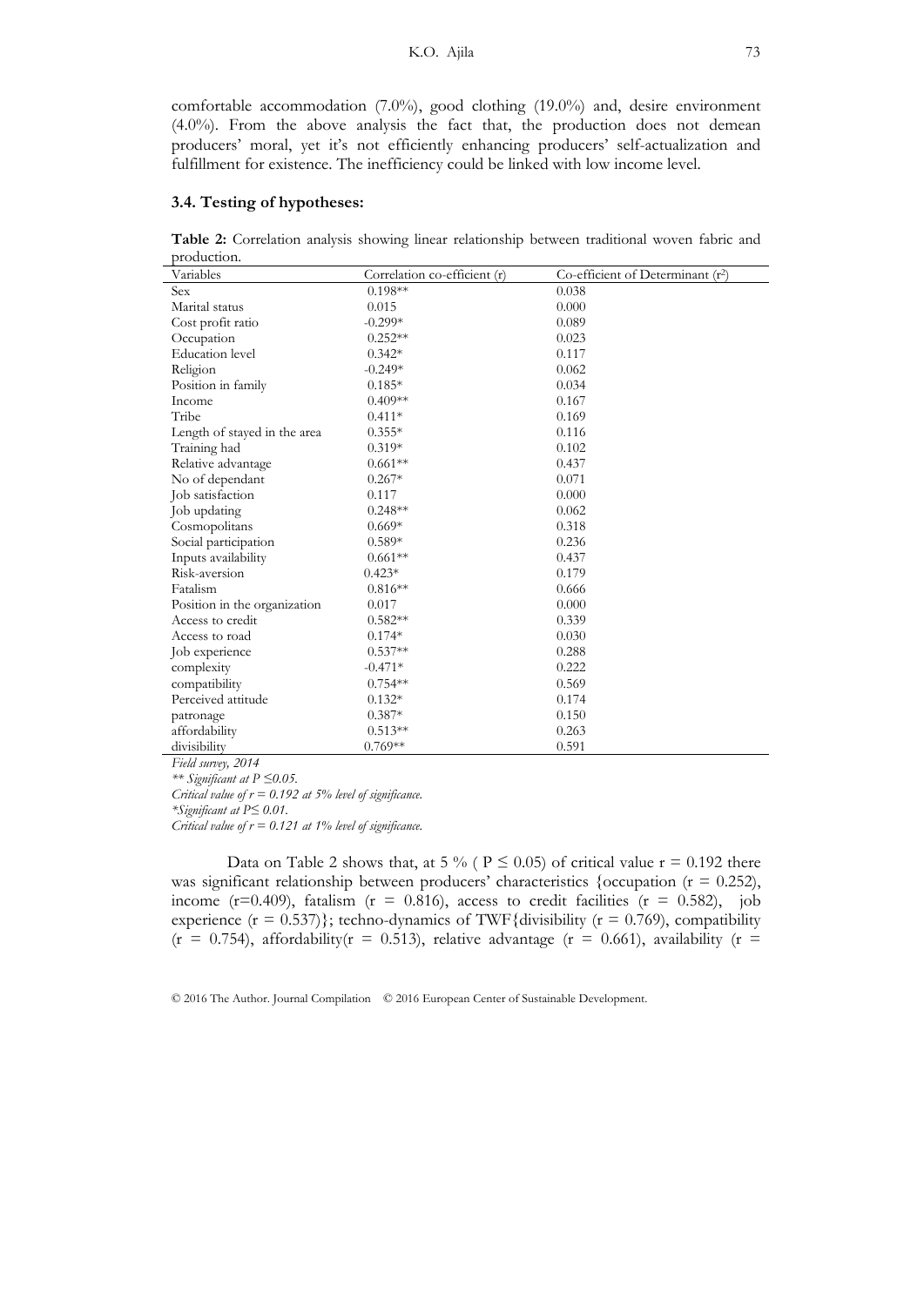comfortable accommodation (7.0%), good clothing (19.0%) and, desire environment (4.0%). From the above analysis the fact that, the production does not demean producers' moral, yet it's not efficiently enhancing producers' self-actualization and fulfillment for existence. The inefficiency could be linked with low income level.

### 3.4. Testing of hypotheses:

**Table 2:** Correlation analysis showing linear relationship between traditional woven fabric and production.

| Variables | Correlation co-efficient (r) | Co-efficient of Determinant ($r^2$) |
|---|---|---|
| Sex | 0.198** | 0.038 |
| Marital status | 0.015 | 0.000 |
| Cost profit ratio | -0.299* | 0.089 |
| Occupation | 0.252** | 0.023 |
| Education level | 0.342* | 0.117 |
| Religion | -0.249* | 0.062 |
| Position in family | 0.185* | 0.034 |
| Income | 0.409** | 0.167 |
| Tribe | 0.411* | 0.169 |
| Length of stayed in the area | 0.355* | 0.116 |
| Training had | 0.319* | 0.102 |
| Relative advantage | 0.661** | 0.437 |
| No of dependant | 0.267* | 0.071 |
| Job satisfaction | 0.117 | 0.000 |
| Job updating | 0.248** | 0.062 |
| Cosmopolitans | 0.669* | 0.318 |
| Social participation | 0.589* | 0.236 |
| Inputs availability | 0.661** | 0.437 |
| Risk-aversion | 0.423* | 0.179 |
| Fatalism | 0.816** | 0.666 |
| Position in the organization | 0.017 | 0.000 |
| Access to credit | 0.582** | 0.339 |
| Access to road | 0.174* | 0.030 |
| Job experience | 0.537** | 0.288 |
| complexity | -0.471* | 0.222 |
| compatibility | 0.754** | 0.569 |
| Perceived attitude | 0.132* | 0.174 |
| patronage | 0.387* | 0.150 |
| affordability | 0.513** | 0.263 |
| divisibility | 0.769** | 0.591 |

*Field survey, 2014*

*** Significant at $P \leq 0.05$.*

*Critical value of r = 0.192 at 5% level of significance.*

**Significant at $P \leq 0.01$.*

*Critical value of r = 0.121 at 1% level of significance.*

Data on Table 2 shows that, at 5 % ( $P \leq 0.05$) of critical value r = 0.192 there was significant relationship between producers' characteristics {occupation (r = 0.252), income (r=0.409), fatalism (r = 0.816), access to credit facilities (r = 0.582), job experience (r = 0.537)}; techno-dynamics of TWF{divisibility (r = 0.769), compatibility (r = 0.754), affordability(r = 0.513), relative advantage (r = 0.661), availability (r =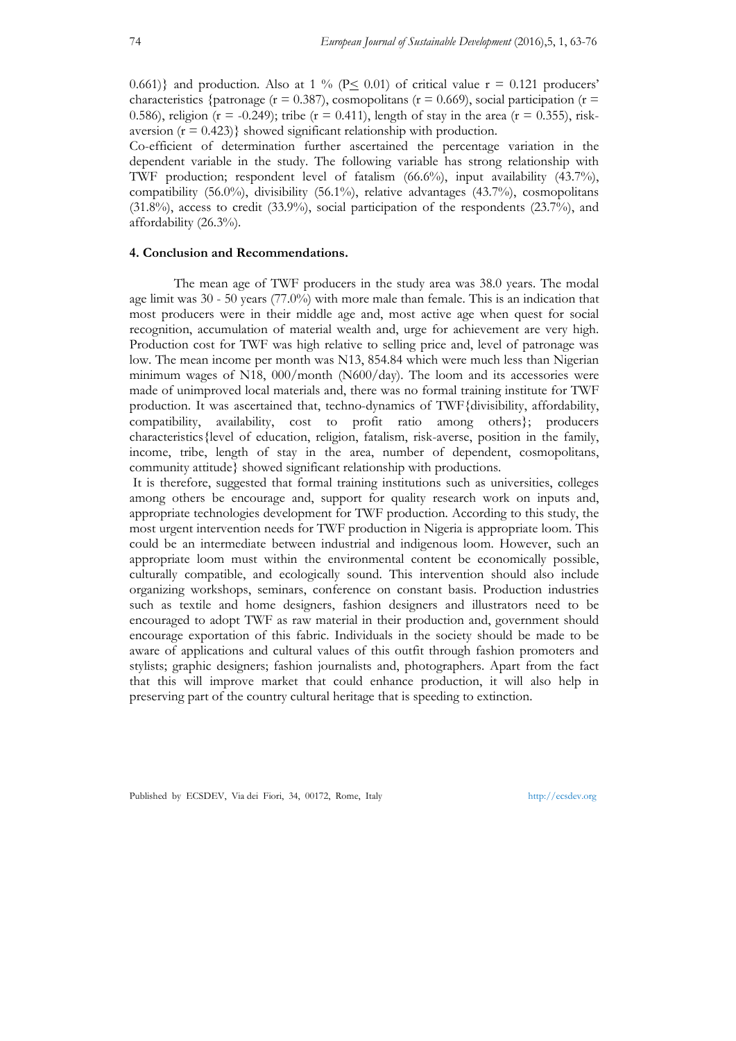0.661)} and production. Also at 1 % ($P \leq 0.01$) of critical value $r = 0.121$ producers' characteristics {patronage ($r = 0.387$), cosmopolitans ($r = 0.669$), social participation ($r = 0.586$), religion ($r = -0.249$); tribe ($r = 0.411$), length of stay in the area ($r = 0.355$), risk-aversion ($r = 0.423$)} showed significant relationship with production.

Co-efficient of determination further ascertained the percentage variation in the dependent variable in the study. The following variable has strong relationship with TWF production; respondent level of fatalism (66.6%), input availability (43.7%), compatibility (56.0%), divisibility (56.1%), relative advantages (43.7%), cosmopolitans (31.8%), access to credit (33.9%), social participation of the respondents (23.7%), and affordability (26.3%).

## 4. Conclusion and Recommendations.

The mean age of TWF producers in the study area was 38.0 years. The modal age limit was 30 - 50 years (77.0%) with more male than female. This is an indication that most producers were in their middle age and, most active age when quest for social recognition, accumulation of material wealth and, urge for achievement are very high. Production cost for TWF was high relative to selling price and, level of patronage was low. The mean income per month was N13, 854.84 which were much less than Nigerian minimum wages of N18, 000/month (N600/day). The loom and its accessories were made of unimproved local materials and, there was no formal training institute for TWF production. It was ascertained that, techno-dynamics of TWF{divisibility, affordability, compatibility, availability, cost to profit ratio among others}; producers characteristics{level of education, religion, fatalism, risk-averse, position in the family, income, tribe, length of stay in the area, number of dependent, cosmopolitans, community attitude} showed significant relationship with productions.

It is therefore, suggested that formal training institutions such as universities, colleges among others be encourage and, support for quality research work on inputs and, appropriate technologies development for TWF production. According to this study, the most urgent intervention needs for TWF production in Nigeria is appropriate loom. This could be an intermediate between industrial and indigenous loom. However, such an appropriate loom must within the environmental content be economically possible, culturally compatible, and ecologically sound. This intervention should also include organizing workshops, seminars, conference on constant basis. Production industries such as textile and home designers, fashion designers and illustrators need to be encouraged to adopt TWF as raw material in their production and, government should encourage exportation of this fabric. Individuals in the society should be made to be aware of applications and cultural values of this outfit through fashion promoters and stylists; graphic designers; fashion journalists and, photographers. Apart from the fact that this will improve market that could enhance production, it will also help in preserving part of the country cultural heritage that is speeding to extinction.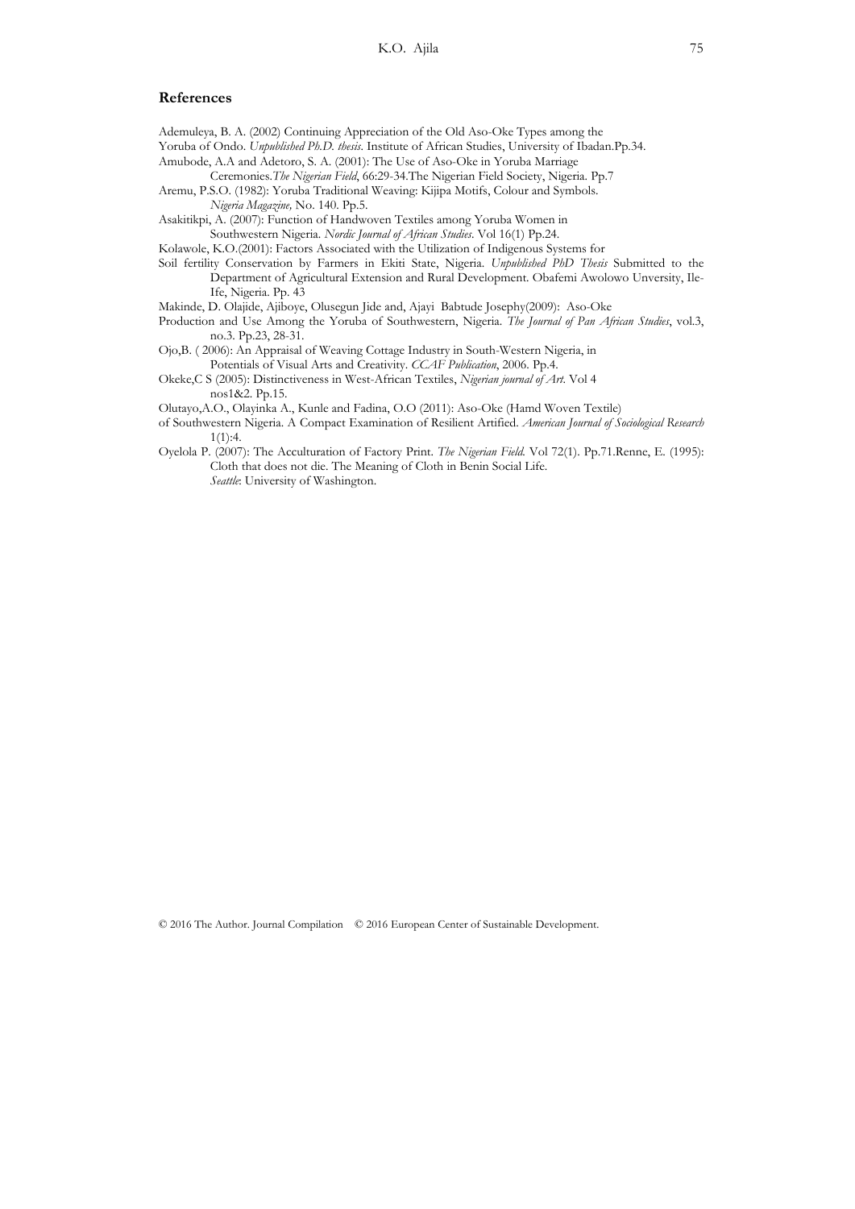## References

Ademuleya, B. A. (2002) Continuing Appreciation of the Old Aso-Oke Types among the Yoruba of Ondo. *Unpublished Ph.D. thesis*. Institute of African Studies, University of Ibadan.Pp.34.

Amubode, A.A and Adetoro, S. A. (2001): The Use of Aso-Oke in Yoruba Marriage Ceremonies.*The Nigerian Field*, 66:29-34.The Nigerian Field Society, Nigeria. Pp.7

Aremu, P.S.O. (1982): Yoruba Traditional Weaving: Kijipa Motifs, Colour and Symbols. *Nigeria Magazine,* No. 140. Pp.5.

Asakitikpi, A. (2007): Function of Handwoven Textiles among Yoruba Women in Southwestern Nigeria. *Nordic Journal of African Studies*. Vol 16(1) Pp.24.

Kolawole, K.O.(2001): Factors Associated with the Utilization of Indigenous Systems for Soil fertility Conservation by Farmers in Ekiti State, Nigeria. *Unpublished PhD Thesis* Submitted to the Department of Agricultural Extension and Rural Development. Obafemi Awolowo Unversity, Ile-Ife, Nigeria. Pp. 43

Makinde, D. Olajide, Ajiboye, Olusegun Jide and, Ajayi Babtude Josephy(2009): Aso-Oke Production and Use Among the Yoruba of Southwestern, Nigeria. *The Journal of Pan African Studies*, vol.3, no.3. Pp.23, 28-31.

Ojo,B. ( 2006): An Appraisal of Weaving Cottage Industry in South-Western Nigeria, in Potentials of Visual Arts and Creativity. *CCAF Publication*, 2006. Pp.4.

Okeke,C S (2005): Distinctiveness in West-African Textiles, *Nigerian journal of Art*. Vol 4 nos1&2. Pp.15.

Olutayo,A.O., Olayinka A., Kunle and Fadina, O.O (2011): Aso-Oke (Hamd Woven Textile) of Southwestern Nigeria. A Compact Examination of Resilient Artified. *American Journal of Sociological Research* 1(1):4.

Oyelola P. (2007): The Acculturation of Factory Print. *The Nigerian Field.* Vol 72(1). Pp.71.Renne, E. (1995): Cloth that does not die. The Meaning of Cloth in Benin Social Life. *Seattle*: University of Washington.

© 2016 The Author. Journal Compilation © 2016 European Center of Sustainable Development.